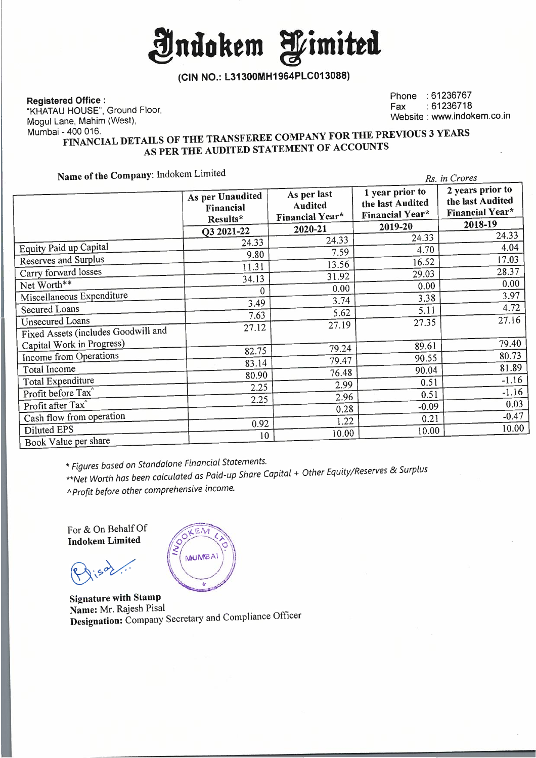# Indokem Limited

**(CIN NO.: L31300MH1964PLC013088)**

**Registered Office :**
"KHATAU HOUSE", Ground Floor,
Mogul Lane, Mahim (West),
Mumbai - 400 016.

Phone : 61236767
Fax : 61236718
Website : www.indokem.co.in

## FINANCIAL DETAILS OF THE TRANSFEREE COMPANY FOR THE PREVIOUS 3 YEARS AS PER THE AUDITED STATEMENT OF ACCOUNTS

**Name of the Company**: Indokem Limited

*Rs. in Crores*

| | As per Unaudited Financial Results* | As per last Audited Financial Year* | 1 year prior to the last Audited Financial Year* | 2 years prior to the last Audited Financial Year* |
|---|---|---|---|---|
| | Q3 2021-22 | 2020-21 | 2019-20 | 2018-19 |
| Equity Paid up Capital | 24.33 | 24.33 | 24.33 | 24.33 |
| Reserves and Surplus | 9.80 | 7.59 | 4.70 | 4.04 |
| Carry forward losses | 11.31 | 13.56 | 16.52 | 17.03 |
| Net Worth** | 34.13 | 31.92 | 29.03 | 28.37 |
| Miscellaneous Expenditure | 0 | 0.00 | 0.00 | 0.00 |
| Secured Loans | 3.49 | 3.74 | 3.38 | 3.97 |
| Unsecured Loans | 7.63 | 5.62 | 5.11 | 4.72 |
| Fixed Assets (includes Goodwill and Capital Work in Progress) | 27.12 | 27.19 | 27.35 | 27.16 |
| Income from Operations | 82.75 | 79.24 | 89.61 | 79.40 |
| Total Income | 83.14 | 79.47 | 90.55 | 80.73 |
| Total Expenditure | 80.90 | 76.48 | 90.04 | 81.89 |
| Profit before Tax^ | 2.25 | 2.99 | 0.51 | -1.16 |
| Profit after Tax^ | 2.25 | 2.96 | 0.51 | -1.16 |
| Cash flow from operation | | 0.28 | -0.09 | 0.03 |
| Diluted EPS | 0.92 | 1.22 | 0.21 | -0.47 |
| Book Value per share | 10 | 10.00 | 10.00 | 10.00 |

*\* Figures based on Standalone Financial Statements.*
*\*\*Net Worth has been calculated as Paid-up Share Capital + Other Equity/Reserves & Surplus*
*^Profit before other comprehensive income.*

For & On Behalf Of
**Indokem Limited**

**Signature with Stamp**
**Name:** Mr. Rajesh Pisal
**Designation:** Company Secretary and Compliance Officer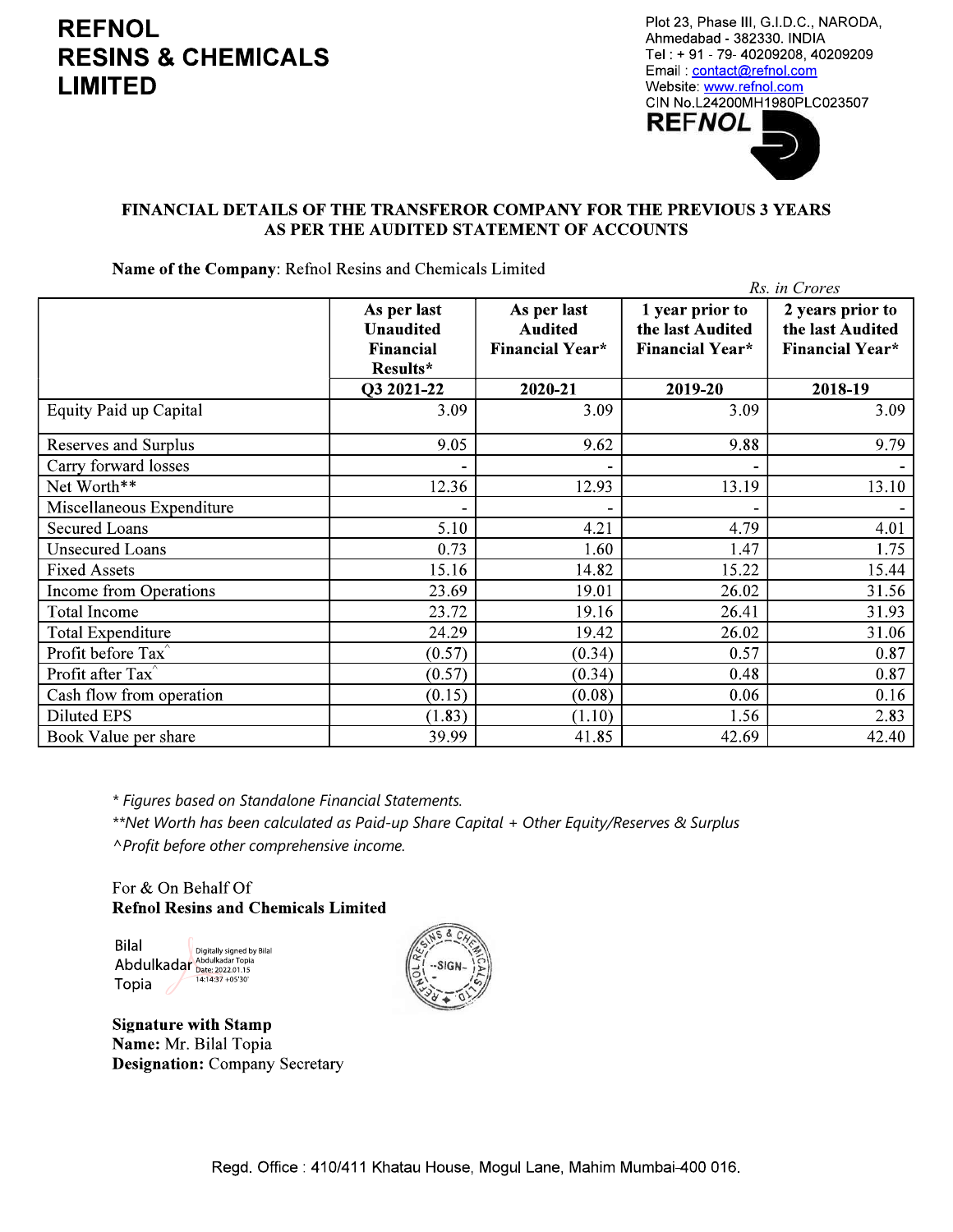# REFNOL RESINS & CHEMICALS LIMITED

Plot 23, Phase III, G.I.D.C., NARODA,
Ahmedabad - 382330. INDIA
Tel : + 91 - 79- 40209208, 40209209
Email : contact@refnol.com
Website: www.refnol.com
CIN No.L24200MH1980PLC023507

## FINANCIAL DETAILS OF THE TRANSFEROR COMPANY FOR THE PREVIOUS 3 YEARS AS PER THE AUDITED STATEMENT OF ACCOUNTS

**Name of the Company**: Refnol Resins and Chemicals Limited

*Rs. in Crores*

| | As per last Unaudited Financial Results* | As per last Audited Financial Year* | 1 year prior to the last Audited Financial Year* | 2 years prior to the last Audited Financial Year* |
|---|---|---|---|---|
| | Q3 2021-22 | 2020-21 | 2019-20 | 2018-19 |
| Equity Paid up Capital | 3.09 | 3.09 | 3.09 | 3.09 |
| Reserves and Surplus | 9.05 | 9.62 | 9.88 | 9.79 |
| Carry forward losses | - | - | - | - |
| Net Worth** | 12.36 | 12.93 | 13.19 | 13.10 |
| Miscellaneous Expenditure | - | - | - | - |
| Secured Loans | 5.10 | 4.21 | 4.79 | 4.01 |
| Unsecured Loans | 0.73 | 1.60 | 1.47 | 1.75 |
| Fixed Assets | 15.16 | 14.82 | 15.22 | 15.44 |
| Income from Operations | 23.69 | 19.01 | 26.02 | 31.56 |
| Total Income | 23.72 | 19.16 | 26.41 | 31.93 |
| Total Expenditure | 24.29 | 19.42 | 26.02 | 31.06 |
| Profit before Tax^ | (0.57) | (0.34) | 0.57 | 0.87 |
| Profit after Tax^ | (0.57) | (0.34) | 0.48 | 0.87 |
| Cash flow from operation | (0.15) | (0.08) | 0.06 | 0.16 |
| Diluted EPS | (1.83) | (1.10) | 1.56 | 2.83 |
| Book Value per share | 39.99 | 41.85 | 42.69 | 42.40 |

*\* Figures based on Standalone Financial Statements.*

*\*\*Net Worth has been calculated as Paid-up Share Capital + Other Equity/Reserves & Surplus*

*^Profit before other comprehensive income.*

For & On Behalf Of
**Refnol Resins and Chemicals Limited**

Bilal Abdulkadar Topia
Digitally signed by Bilal Abdulkadar Topia
Date: 2022.01.15 14:14:37 +05'30'

**Signature with Stamp**
**Name:** Mr. Bilal Topia
**Designation:** Company Secretary

Regd. Office : 410/411 Khatau House, Mogul Lane, Mahim Mumbai-400 016.